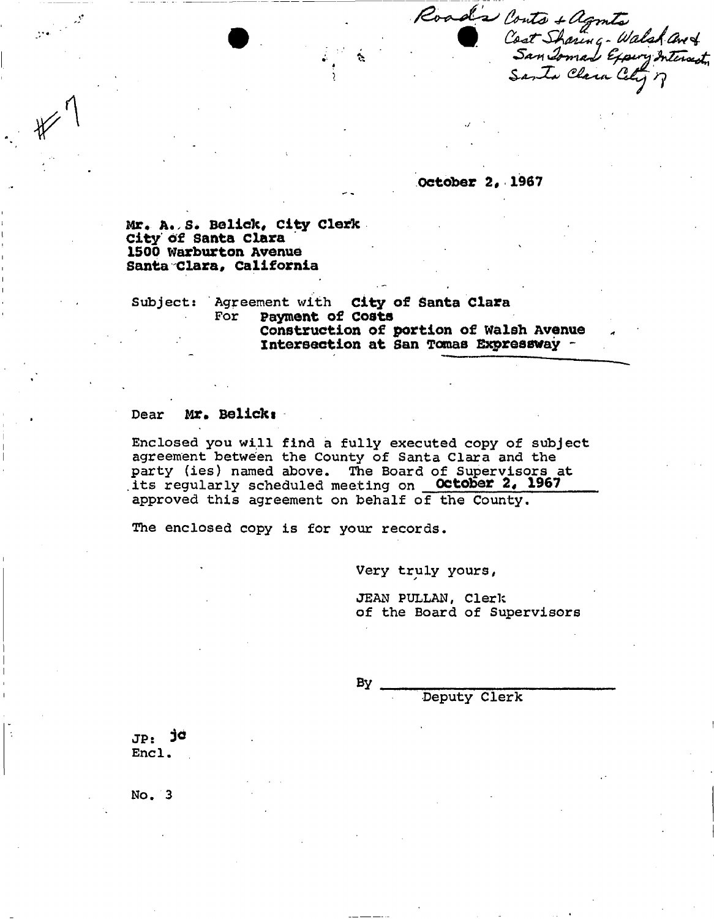Road's Conts & Agmts
Cost Sharing - Walsh Ave &
San Tomas Expwy Intersection
Santa Clara City 7

#7

October 2, 1967

**Mr. A. S. Belick, City Clerk**
**City of Santa Clara**
**1500 Warburton Avenue**
**Santa Clara, California**

Subject: Agreement with **City of Santa Clara**
For **Payment of Costs**
**Construction of portion of Walsh Avenue Intersection at San Tomas Expressway**

Dear **Mr. Belick:**

Enclosed you will find a fully executed copy of subject agreement between the County of Santa Clara and the party (ies) named above. The Board of Supervisors at its regularly scheduled meeting on **October 2, 1967** approved this agreement on behalf of the County.

The enclosed copy is for your records.

Very truly yours,

JEAN PULLAN, Clerk
of the Board of Supervisors

By ______________________
Deputy Clerk

JP: jc
Encl.

No. 3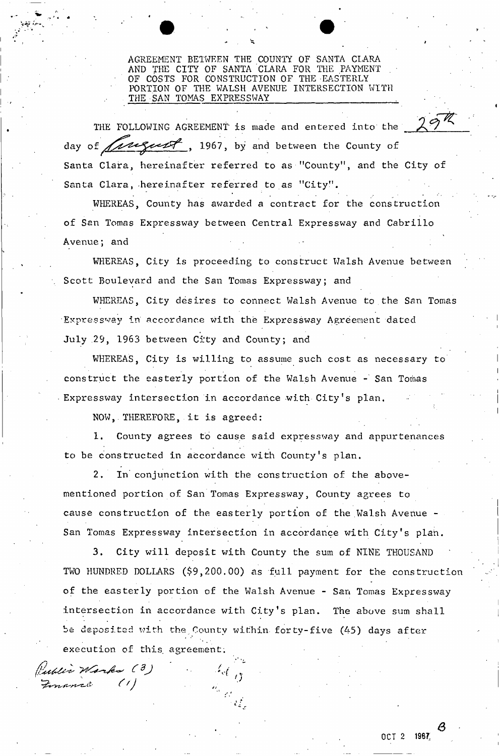AGREEMENT BETWEEN THE COUNTY OF SANTA CLARA AND THE CITY OF SANTA CLARA FOR THE PAYMENT OF COSTS FOR CONSTRUCTION OF THE EASTERLY PORTION OF THE WALSH AVENUE INTERSECTION WITH THE SAN TOMAS EXPRESSWAY

THE FOLLOWING AGREEMENT is made and entered into the 29th day of August, 1967, by and between the County of Santa Clara, hereinafter referred to as "County", and the City of Santa Clara, hereinafter referred to as "City".

WHEREAS, County has awarded a contract for the construction of San Tomas Expressway between Central Expressway and Cabrillo Avenue; and

WHEREAS, City is proceeding to construct Walsh Avenue between Scott Boulevard and the San Tomas Expressway; and

WHEREAS, City desires to connect Walsh Avenue to the San Tomas Expressway in accordance with the Expressway Agreement dated July 29, 1963 between City and County; and

WHEREAS, City is willing to assume such cost as necessary to construct the easterly portion of the Walsh Avenue - San Tomas Expressway intersection in accordance with City's plan.

NOW, THEREFORE, it is agreed:

1. County agrees to cause said expressway and appurtenances to be constructed in accordance with County's plan.

2. In conjunction with the construction of the above-mentioned portion of San Tomas Expressway, County agrees to cause construction of the easterly portion of the Walsh Avenue - San Tomas Expressway intersection in accordance with City's plan.

3. City will deposit with County the sum of NINE THOUSAND TWO HUNDRED DOLLARS ($9,200.00) as full payment for the construction of the easterly portion of the Walsh Avenue - San Tomas Expressway intersection in accordance with City's plan. The above sum shall be deposited with the County within forty-five (45) days after execution of this agreement.

Public Works (3)
Finance (1)

OCT 2 1967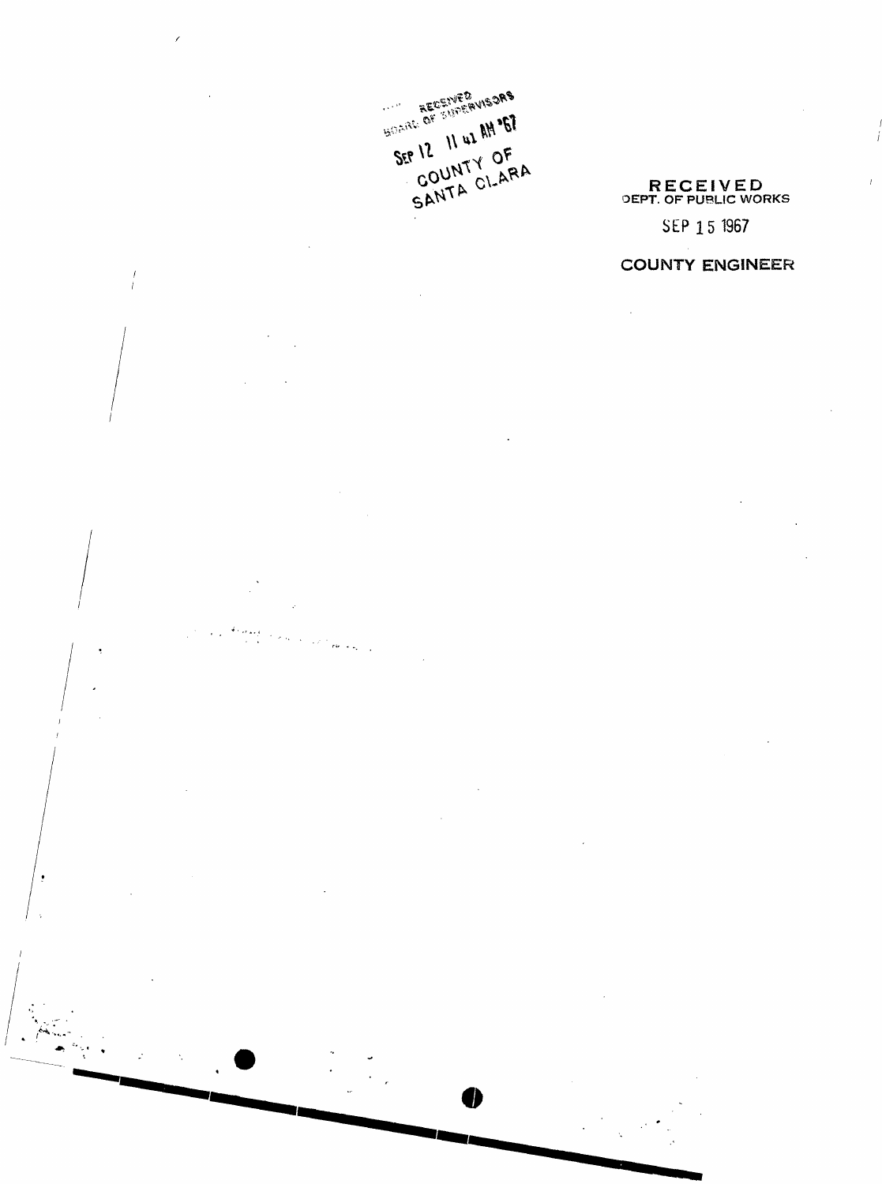RECEIVED
BOARD OF SUPERVISORS
SEP 12 11 41 AM '67
COUNTY OF
SANTA CLARA

RECEIVED
DEPT. OF PUBLIC WORKS
SEP 15 1967
COUNTY ENGINEER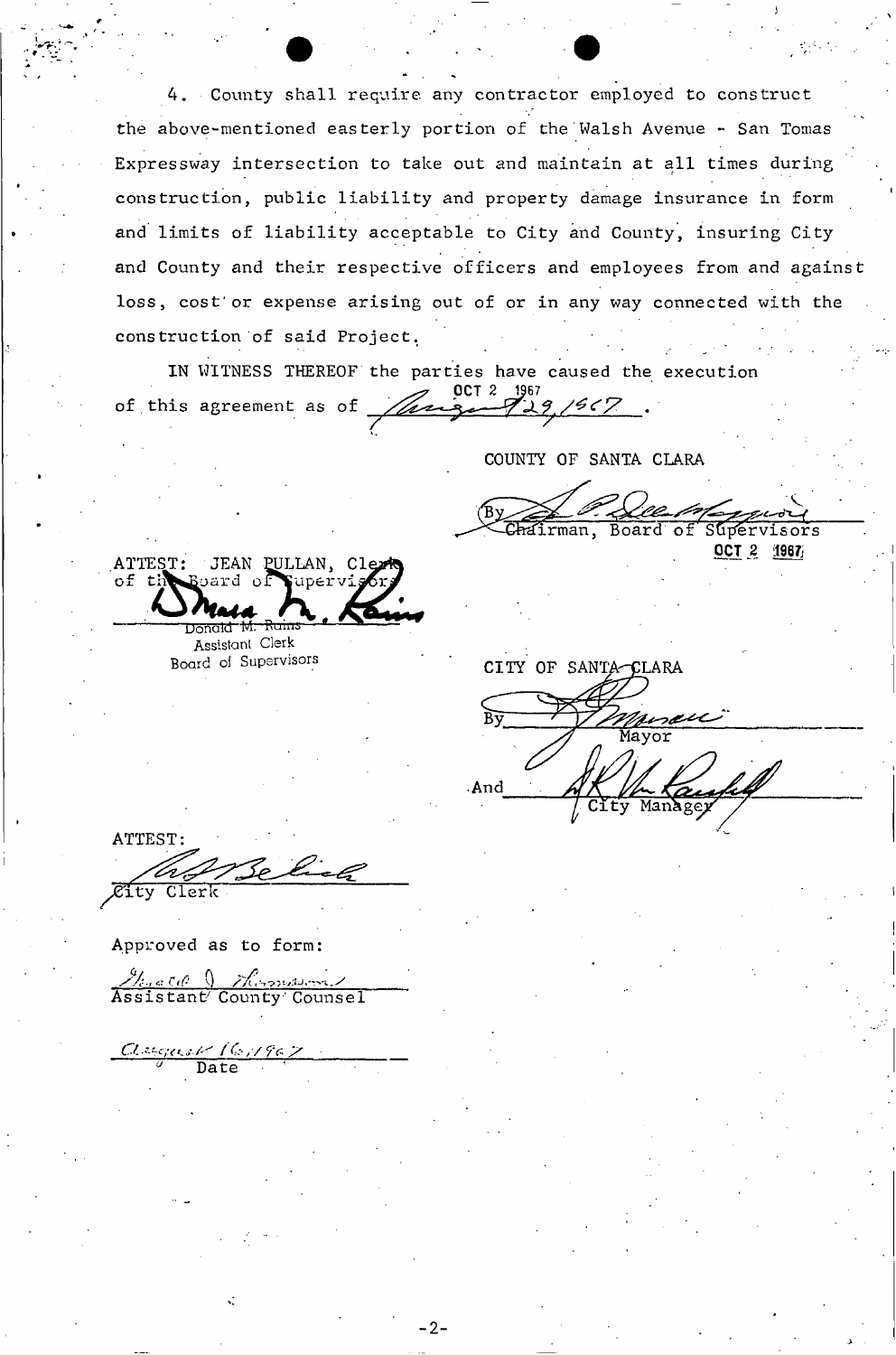4. County shall require any contractor employed to construct the above-mentioned easterly portion of the Walsh Avenue - San Tomas Expressway intersection to take out and maintain at all times during construction, public liability and property damage insurance in form and limits of liability acceptable to City and County, insuring City and County and their respective officers and employees from and against loss, cost or expense arising out of or in any way connected with the construction of said Project.

IN WITNESS THEREOF the parties have caused the execution of this agreement as of ~~August 29, 1967~~ OCT 2 1967.

COUNTY OF SANTA CLARA

By ______________________
Chairman, Board of Supervisors
OCT 2 1967

ATTEST: JEAN PULLAN, Clerk of the Board of Supervisors

______________________
Donald M. Rains
Assistant Clerk
Board of Supervisors

CITY OF SANTA CLARA

By ______________________
Mayor

And ______________________
City Manager

ATTEST:

______________________
City Clerk

Approved as to form:

______________________
Assistant County Counsel

August 16, 1967
Date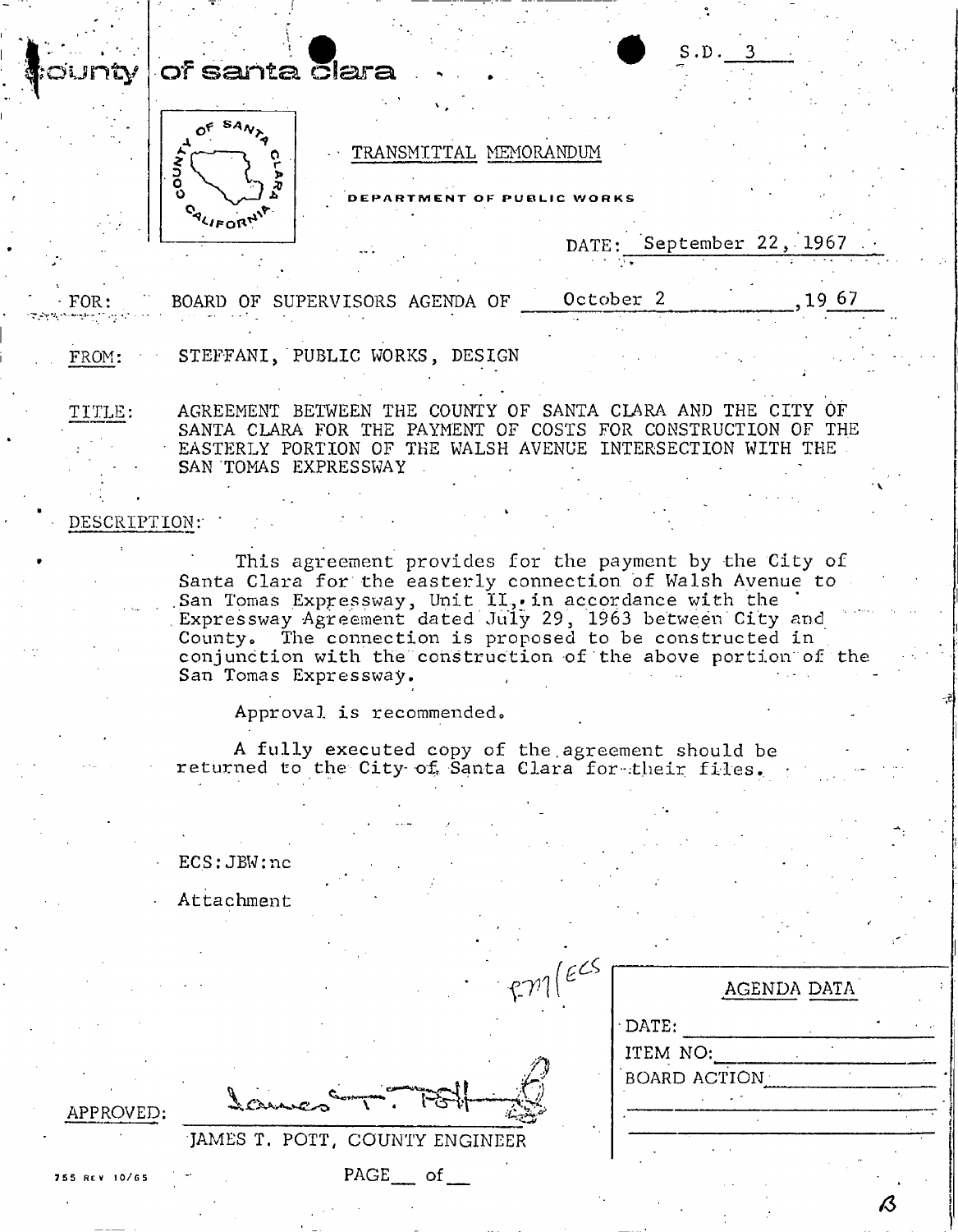# County of Santa Clara

S.D. 3

TRANSMITTAL MEMORANDUM

DEPARTMENT OF PUBLIC WORKS

DATE: September 22, 1967

FOR: BOARD OF SUPERVISORS AGENDA OF October 2, 19 67

FROM: STEFFANI, PUBLIC WORKS, DESIGN

TITLE: AGREEMENT BETWEEN THE COUNTY OF SANTA CLARA AND THE CITY OF SANTA CLARA FOR THE PAYMENT OF COSTS FOR CONSTRUCTION OF THE EASTERLY PORTION OF THE WALSH AVENUE INTERSECTION WITH THE SAN TOMAS EXPRESSWAY

DESCRIPTION:

This agreement provides for the payment by the City of Santa Clara for the easterly connection of Walsh Avenue to San Tomas Expressway, Unit II, in accordance with the Expressway Agreement dated July 29, 1963 between City and County. The connection is proposed to be constructed in conjunction with the construction of the above portion of the San Tomas Expressway.

Approval is recommended.

A fully executed copy of the agreement should be returned to the City of Santa Clara for their files.

ECS:JBW:nc

Attachment

EM/ECS

| AGENDA DATA |
| --- |
| DATE: |
| ITEM NO: |
| BOARD ACTION |

APPROVED: James T. Pott

JAMES T. POTT, COUNTY ENGINEER

755 REV 10/65

PAGE \_\_ of \_\_